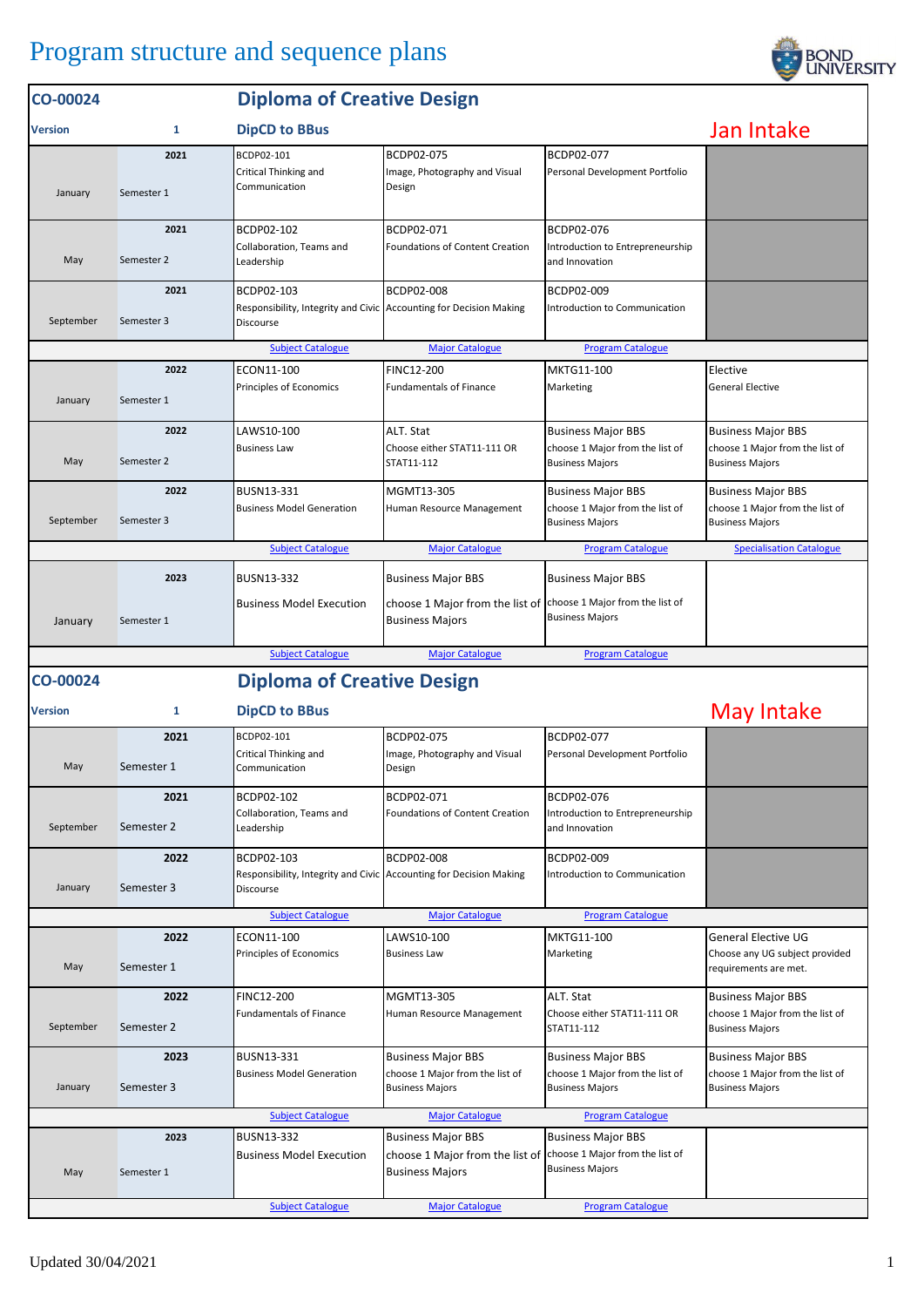# Program structure and sequence plans

## Jan Intake

| CO-00024 | | Diploma of Creative Design | | | |
|---|---|---|---|---|---|
| Version | 1 | DipCD to BBus | | | |
| January | 2021 Semester 1 | BCDP02-101 Critical Thinking and Communication | BCDP02-075 Image, Photography and Visual Design | BCDP02-077 Personal Development Portfolio | |
| May | 2021 Semester 2 | BCDP02-102 Collaboration, Teams and Leadership | BCDP02-071 Foundations of Content Creation | BCDP02-076 Introduction to Entrepreneurship and Innovation | |
| September | 2021 Semester 3 | BCDP02-103 Responsibility, Integrity and Civic Discourse | BCDP02-008 Accounting for Decision Making | BCDP02-009 Introduction to Communication | |
| | | Subject Catalogue | Major Catalogue | Program Catalogue | |
| January | 2022 Semester 1 | ECON11-100 Principles of Economics | FINC12-200 Fundamentals of Finance | MKTG11-100 Marketing | Elective General Elective |
| May | 2022 Semester 2 | LAWS10-100 Business Law | ALT. Stat Choose either STAT11-111 OR STAT11-112 | Business Major BBS choose 1 Major from the list of Business Majors | Business Major BBS choose 1 Major from the list of Business Majors |
| September | 2022 Semester 3 | BUSN13-331 Business Model Generation | MGMT13-305 Human Resource Management | Business Major BBS choose 1 Major from the list of Business Majors | Business Major BBS choose 1 Major from the list of Business Majors |
| | | Subject Catalogue | Major Catalogue | Program Catalogue | Specialisation Catalogue |
| January | 2023 Semester 1 | BUSN13-332 Business Model Execution | Business Major BBS choose 1 Major from the list of Business Majors | Business Major BBS choose 1 Major from the list of Business Majors | |
| | | Subject Catalogue | Major Catalogue | Program Catalogue | |

## May Intake

| CO-00024 | | Diploma of Creative Design | | | |
|---|---|---|---|---|---|
| Version | 1 | DipCD to BBus | | | |
| May | 2021 Semester 1 | BCDP02-101 Critical Thinking and Communication | BCDP02-075 Image, Photography and Visual Design | BCDP02-077 Personal Development Portfolio | |
| September | 2021 Semester 2 | BCDP02-102 Collaboration, Teams and Leadership | BCDP02-071 Foundations of Content Creation | BCDP02-076 Introduction to Entrepreneurship and Innovation | |
| January | 2022 Semester 3 | BCDP02-103 Responsibility, Integrity and Civic Discourse | BCDP02-008 Accounting for Decision Making | BCDP02-009 Introduction to Communication | |
| | | Subject Catalogue | Major Catalogue | Program Catalogue | |
| May | 2022 Semester 1 | ECON11-100 Principles of Economics | LAWS10-100 Business Law | MKTG11-100 Marketing | General Elective UG Choose any UG subject provided requirements are met. |
| September | 2022 Semester 2 | FINC12-200 Fundamentals of Finance | MGMT13-305 Human Resource Management | ALT. Stat Choose either STAT11-111 OR STAT11-112 | Business Major BBS choose 1 Major from the list of Business Majors |
| January | 2023 Semester 3 | BUSN13-331 Business Model Generation | Business Major BBS choose 1 Major from the list of Business Majors | Business Major BBS choose 1 Major from the list of Business Majors | Business Major BBS choose 1 Major from the list of Business Majors |
| | | Subject Catalogue | Major Catalogue | Program Catalogue | |
| May | 2023 Semester 1 | BUSN13-332 Business Model Execution | Business Major BBS choose 1 Major from the list of Business Majors | Business Major BBS choose 1 Major from the list of Business Majors | |
| | | Subject Catalogue | Major Catalogue | Program Catalogue | |

Updated 30/04/2021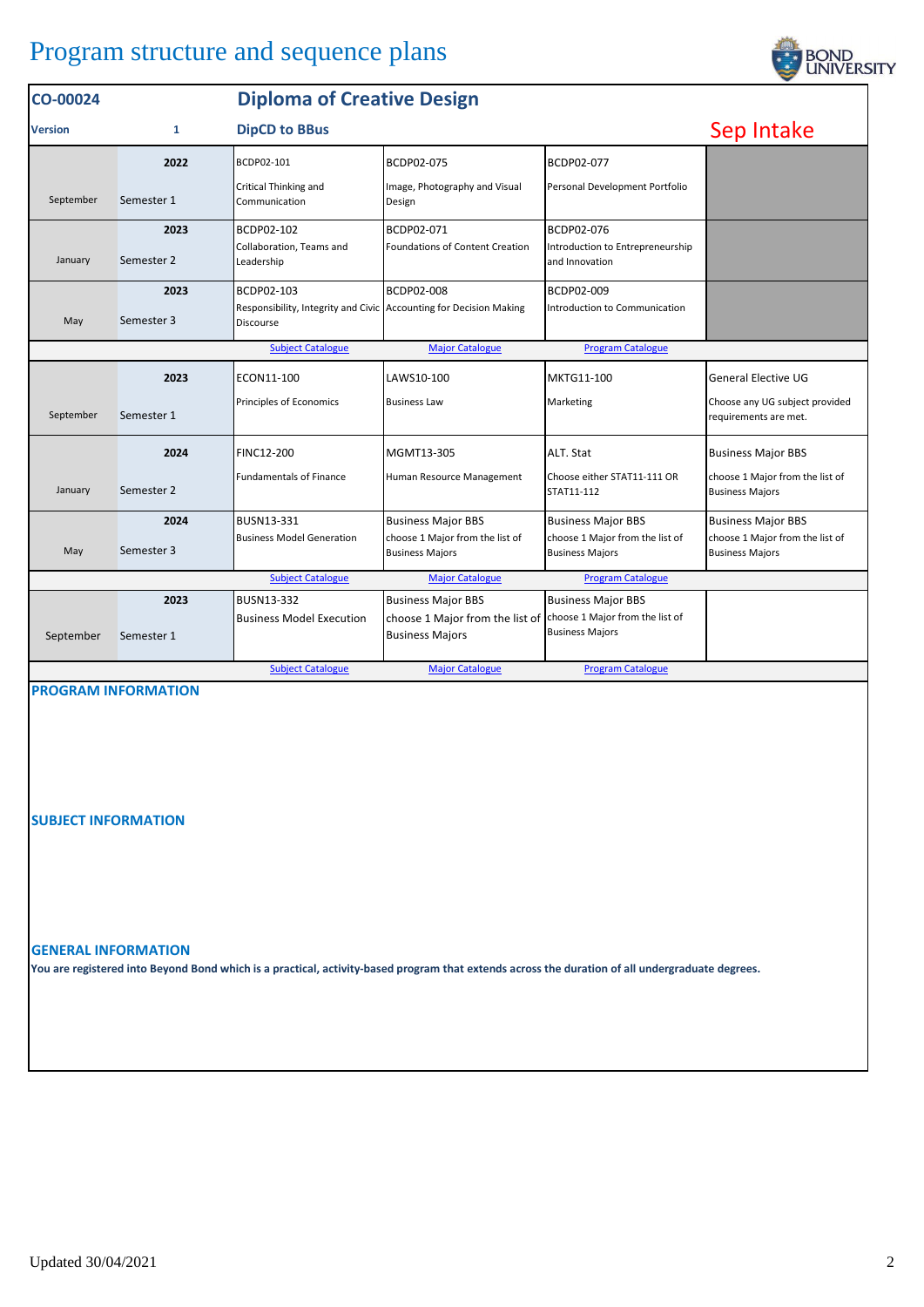# Program structure and sequence plans

| CO-00024 | | Diploma of Creative Design | | | |
|---|---|---|---|---|---|
| Version | 1 | DipCD to BBus | | | Sep Intake |
| September | 2022<br>Semester 1 | BCDP02-101<br>Critical Thinking and Communication | BCDP02-075<br>Image, Photography and Visual Design | BCDP02-077<br>Personal Development Portfolio | |
| January | 2023<br>Semester 2 | BCDP02-102<br>Collaboration, Teams and Leadership | BCDP02-071<br>Foundations of Content Creation | BCDP02-076<br>Introduction to Entrepreneurship and Innovation | |
| May | 2023<br>Semester 3 | BCDP02-103<br>Responsibility, Integrity and Civic Discourse | BCDP02-008<br>Accounting for Decision Making | BCDP02-009<br>Introduction to Communication | |
| | | Subject Catalogue | Major Catalogue | Program Catalogue | |
| September | 2023<br>Semester 1 | ECON11-100<br>Principles of Economics | LAWS10-100<br>Business Law | MKTG11-100<br>Marketing | General Elective UG<br>Choose any UG subject provided requirements are met. |
| January | 2024<br>Semester 2 | FINC12-200<br>Fundamentals of Finance | MGMT13-305<br>Human Resource Management | ALT. Stat<br>Choose either STAT11-111 OR STAT11-112 | Business Major BBS<br>choose 1 Major from the list of Business Majors |
| May | 2024<br>Semester 3 | BUSN13-331<br>Business Model Generation | Business Major BBS<br>choose 1 Major from the list of Business Majors | Business Major BBS<br>choose 1 Major from the list of Business Majors | Business Major BBS<br>choose 1 Major from the list of Business Majors |
| | | Subject Catalogue | Major Catalogue | Program Catalogue | |
| September | 2023<br>Semester 1 | BUSN13-332<br>Business Model Execution | Business Major BBS<br>choose 1 Major from the list of Business Majors | Business Major BBS<br>choose 1 Major from the list of Business Majors | |
| | | Subject Catalogue | Major Catalogue | Program Catalogue | |

## PROGRAM INFORMATION

## SUBJECT INFORMATION

## GENERAL INFORMATION

**You are registered into Beyond Bond which is a practical, activity-based program that extends across the duration of all undergraduate degrees.**

Updated 30/04/2021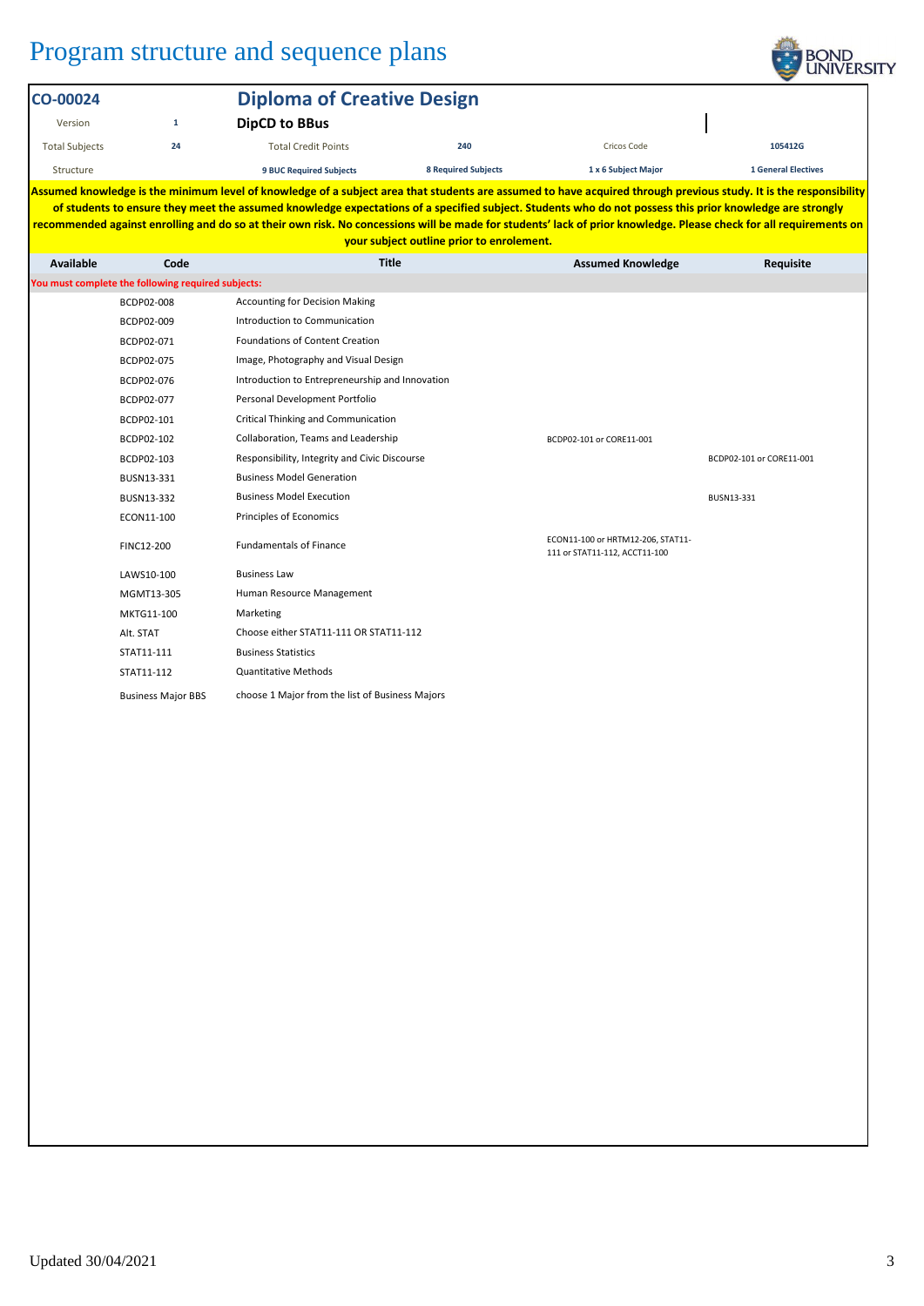# Program structure and sequence plans

| CO-00024 | | Diploma of Creative Design | | | |
|---|---|---|---|---|---|
| Version | 1 | DipCD to BBus | | | |
| Total Subjects | 24 | Total Credit Points | 240 | Cricos Code | 105412G |
| Structure | | 9 BUC Required Subjects | 8 Required Subjects | 1 x 6 Subject Major | 1 General Electives |

**Assumed knowledge is the minimum level of knowledge of a subject area that students are assumed to have acquired through previous study. It is the responsibility of students to ensure they meet the assumed knowledge expectations of a specified subject. Students who do not possess this prior knowledge are strongly recommended against enrolling and do so at their own risk. No concessions will be made for students' lack of prior knowledge. Please check for all requirements on your subject outline prior to enrolement.**

| Available | Code | Title | Assumed Knowledge | Requisite |
|---|---|---|---|---|
| **You must complete the following required subjects:** | | | | |
| | BCDP02-008 | Accounting for Decision Making | | |
| | BCDP02-009 | Introduction to Communication | | |
| | BCDP02-071 | Foundations of Content Creation | | |
| | BCDP02-075 | Image, Photography and Visual Design | | |
| | BCDP02-076 | Introduction to Entrepreneurship and Innovation | | |
| | BCDP02-077 | Personal Development Portfolio | | |
| | BCDP02-101 | Critical Thinking and Communication | | |
| | BCDP02-102 | Collaboration, Teams and Leadership | BCDP02-101 or CORE11-001 | |
| | BCDP02-103 | Responsibility, Integrity and Civic Discourse | | BCDP02-101 or CORE11-001 |
| | BUSN13-331 | Business Model Generation | | |
| | BUSN13-332 | Business Model Execution | | BUSN13-331 |
| | ECON11-100 | Principles of Economics | | |
| | FINC12-200 | Fundamentals of Finance | ECON11-100 or HRTM12-206, STAT11-111 or STAT11-112, ACCT11-100 | |
| | LAWS10-100 | Business Law | | |
| | MGMT13-305 | Human Resource Management | | |
| | MKTG11-100 | Marketing | | |
| | Alt. STAT | Choose either STAT11-111 OR STAT11-112 | | |
| | STAT11-111 | Business Statistics | | |
| | STAT11-112 | Quantitative Methods | | |
| | Business Major BBS | choose 1 Major from the list of Business Majors | | |

Updated 30/04/2021